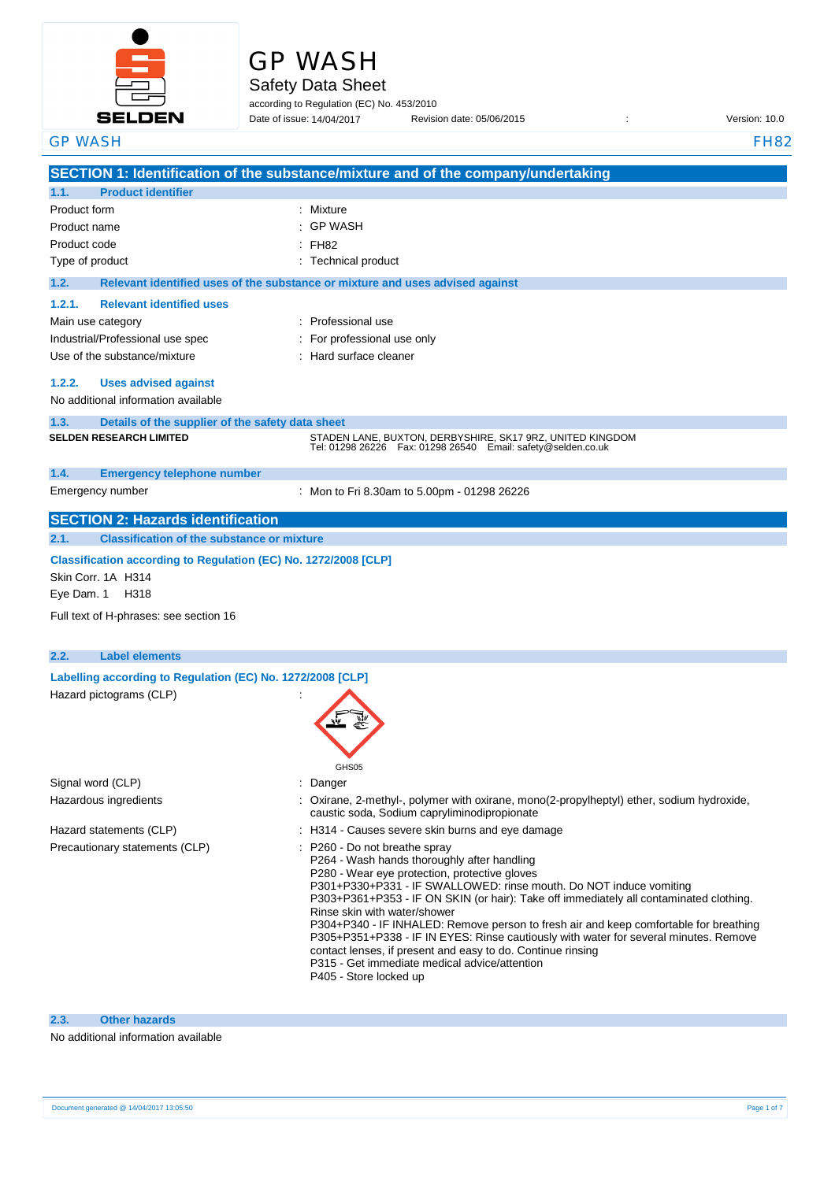# GP WASH

## Safety Data Sheet

according to Regulation (EC) No. 453/2010

Date of issue: 14/04/2017    Revision date: 05/06/2015    :    Version: 10.0

GP WASH    FH82

## SECTION 1: Identification of the substance/mixture and of the company/undertaking

### 1.1. Product identifier

| | |
|---|---|
| Product form | : Mixture |
| Product name | : GP WASH |
| Product code | : FH82 |
| Type of product | : Technical product |

### 1.2. Relevant identified uses of the substance or mixture and uses advised against

#### 1.2.1. Relevant identified uses

| | |
|---|---|
| Main use category | : Professional use |
| Industrial/Professional use spec | : For professional use only |
| Use of the substance/mixture | : Hard surface cleaner |

#### 1.2.2. Uses advised against

No additional information available

### 1.3. Details of the supplier of the safety data sheet

**SELDEN RESEARCH LIMITED**

STADEN LANE, BUXTON, DERBYSHIRE, SK17 9RZ, UNITED KINGDOM
Tel: 01298 26226 Fax: 01298 26540 Email: safety@selden.co.uk

### 1.4. Emergency telephone number

| | |
|---|---|
| Emergency number | : Mon to Fri 8.30am to 5.00pm - 01298 26226 |

## SECTION 2: Hazards identification

### 2.1. Classification of the substance or mixture

**Classification according to Regulation (EC) No. 1272/2008 [CLP]**

Skin Corr. 1A H314
Eye Dam. 1 H318

Full text of H-phrases: see section 16

### 2.2. Label elements

**Labelling according to Regulation (EC) No. 1272/2008 [CLP]**

Hazard pictograms (CLP) :

GHS05

| | |
|---|---|
| Signal word (CLP) | : Danger |
| Hazardous ingredients | : Oxirane, 2-methyl-, polymer with oxirane, mono(2-propylheptyl) ether, sodium hydroxide, caustic soda, Sodium capryliminodipropionate |
| Hazard statements (CLP) | : H314 - Causes severe skin burns and eye damage |
| Precautionary statements (CLP) | : P260 - Do not breathe spray<br>P264 - Wash hands thoroughly after handling<br>P280 - Wear eye protection, protective gloves<br>P301+P330+P331 - IF SWALLOWED: rinse mouth. Do NOT induce vomiting<br>P303+P361+P353 - IF ON SKIN (or hair): Take off immediately all contaminated clothing. Rinse skin with water/shower<br>P304+P340 - IF INHALED: Remove person to fresh air and keep comfortable for breathing<br>P305+P351+P338 - IF IN EYES: Rinse cautiously with water for several minutes. Remove contact lenses, if present and easy to do. Continue rinsing<br>P315 - Get immediate medical advice/attention<br>P405 - Store locked up |

### 2.3. Other hazards

No additional information available

Document generated @ 14/04/2017 13:05:50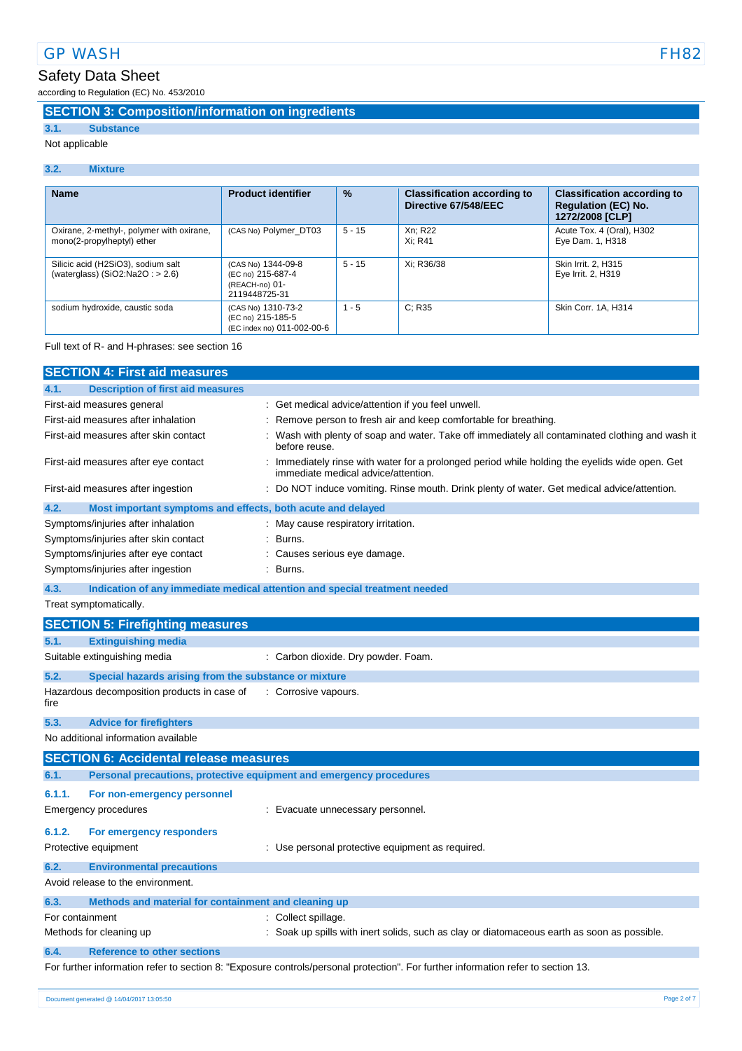## SECTION 3: Composition/information on ingredients

### 3.1. Substance

Not applicable

### 3.2. Mixture

| Name | Product identifier | % | Classification according to Directive 67/548/EEC | Classification according to Regulation (EC) No. 1272/2008 [CLP] |
|---|---|---|---|---|
| Oxirane, 2-methyl-, polymer with oxirane, mono(2-propylheptyl) ether | (CAS No) Polymer_DT03 | 5 - 15 | Xn; R22<br>Xi; R41 | Acute Tox. 4 (Oral), H302<br>Eye Dam. 1, H318 |
| Silicic acid ($H_2SiO_3$), sodium salt (waterglass) ($SiO_2$:$Na_2O$ : > 2.6) | (CAS No) 1344-09-8<br>(EC no) 215-687-4<br>(REACH-no) 01-2119448725-31 | 5 - 15 | Xi; R36/38 | Skin Irrit. 2, H315<br>Eye Irrit. 2, H319 |
| sodium hydroxide, caustic soda | (CAS No) 1310-73-2<br>(EC no) 215-185-5<br>(EC index no) 011-002-00-6 | 1 - 5 | C; R35 | Skin Corr. 1A, H314 |

Full text of R- and H-phrases: see section 16

## SECTION 4: First aid measures

### 4.1. Description of first aid measures

First-aid measures general : Get medical advice/attention if you feel unwell.

First-aid measures after inhalation : Remove person to fresh air and keep comfortable for breathing.

First-aid measures after skin contact : Wash with plenty of soap and water. Take off immediately all contaminated clothing and wash it before reuse.

First-aid measures after eye contact : Immediately rinse with water for a prolonged period while holding the eyelids wide open. Get immediate medical advice/attention.

First-aid measures after ingestion : Do NOT induce vomiting. Rinse mouth. Drink plenty of water. Get medical advice/attention.

### 4.2. Most important symptoms and effects, both acute and delayed

Symptoms/injuries after inhalation : May cause respiratory irritation.

Symptoms/injuries after skin contact : Burns.

Symptoms/injuries after eye contact : Causes serious eye damage.

Symptoms/injuries after ingestion : Burns.

### 4.3. Indication of any immediate medical attention and special treatment needed

Treat symptomatically.

## SECTION 5: Firefighting measures

### 5.1. Extinguishing media

Suitable extinguishing media : Carbon dioxide. Dry powder. Foam.

### 5.2. Special hazards arising from the substance or mixture

Hazardous decomposition products in case of fire : Corrosive vapours.

### 5.3. Advice for firefighters

No additional information available

## SECTION 6: Accidental release measures

### 6.1. Personal precautions, protective equipment and emergency procedures

#### 6.1.1. For non-emergency personnel

Emergency procedures : Evacuate unnecessary personnel.

#### 6.1.2. For emergency responders

Protective equipment : Use personal protective equipment as required.

### 6.2. Environmental precautions

Avoid release to the environment.

### 6.3. Methods and material for containment and cleaning up

For containment : Collect spillage.

Methods for cleaning up : Soak up spills with inert solids, such as clay or diatomaceous earth as soon as possible.

### 6.4. Reference to other sections

For further information refer to section 8: "Exposure controls/personal protection". For further information refer to section 13.

Document generated @ 14/04/2017 13:05:50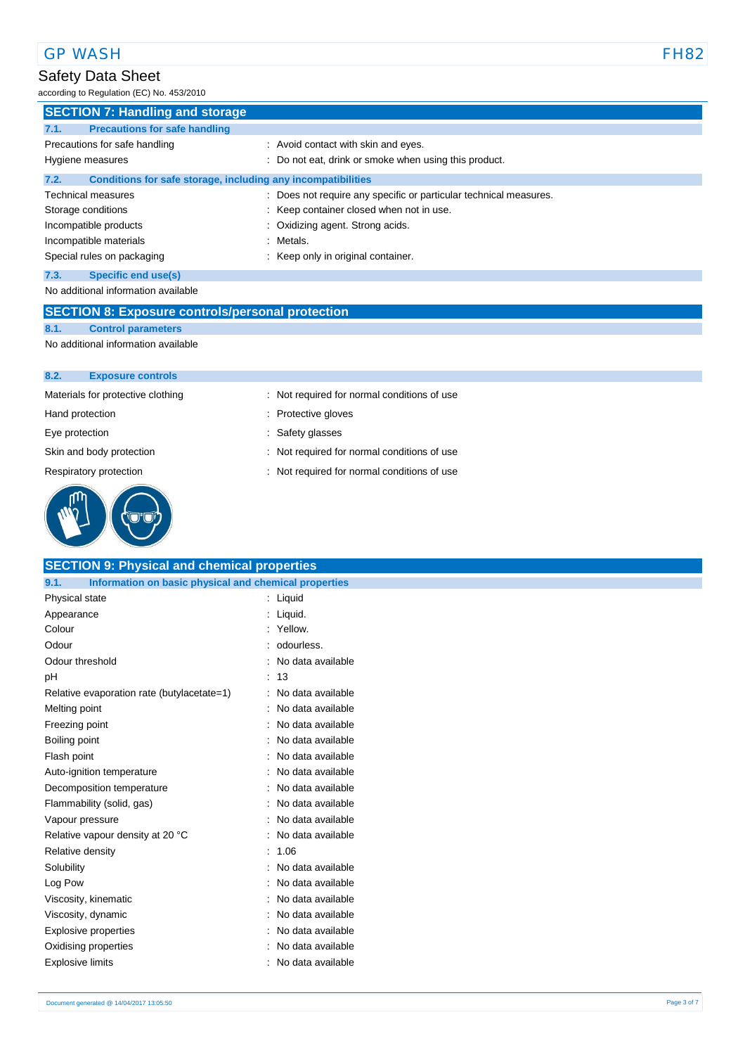## SECTION 7: Handling and storage

### 7.1. Precautions for safe handling

| | |
|---|---|
| Precautions for safe handling | : Avoid contact with skin and eyes. |
| Hygiene measures | : Do not eat, drink or smoke when using this product. |

### 7.2. Conditions for safe storage, including any incompatibilities

| | |
|---|---|
| Technical measures | : Does not require any specific or particular technical measures. |
| Storage conditions | : Keep container closed when not in use. |
| Incompatible products | : Oxidizing agent. Strong acids. |
| Incompatible materials | : Metals. |
| Special rules on packaging | : Keep only in original container. |

### 7.3. Specific end use(s)

No additional information available

## SECTION 8: Exposure controls/personal protection

### 8.1. Control parameters

No additional information available

### 8.2. Exposure controls

| | |
|---|---|
| Materials for protective clothing | : Not required for normal conditions of use |
| Hand protection | : Protective gloves |
| Eye protection | : Safety glasses |
| Skin and body protection | : Not required for normal conditions of use |
| Respiratory protection | : Not required for normal conditions of use |

## SECTION 9: Physical and chemical properties

### 9.1. Information on basic physical and chemical properties

| | |
|---|---|
| Physical state | : Liquid |
| Appearance | : Liquid. |
| Colour | : Yellow. |
| Odour | : odourless. |
| Odour threshold | : No data available |
| pH | : 13 |
| Relative evaporation rate (butylacetate=1) | : No data available |
| Melting point | : No data available |
| Freezing point | : No data available |
| Boiling point | : No data available |
| Flash point | : No data available |
| Auto-ignition temperature | : No data available |
| Decomposition temperature | : No data available |
| Flammability (solid, gas) | : No data available |
| Vapour pressure | : No data available |
| Relative vapour density at 20 °C | : No data available |
| Relative density | : 1.06 |
| Solubility | : No data available |
| Log Pow | : No data available |
| Viscosity, kinematic | : No data available |
| Viscosity, dynamic | : No data available |
| Explosive properties | : No data available |
| Oxidising properties | : No data available |
| Explosive limits | : No data available |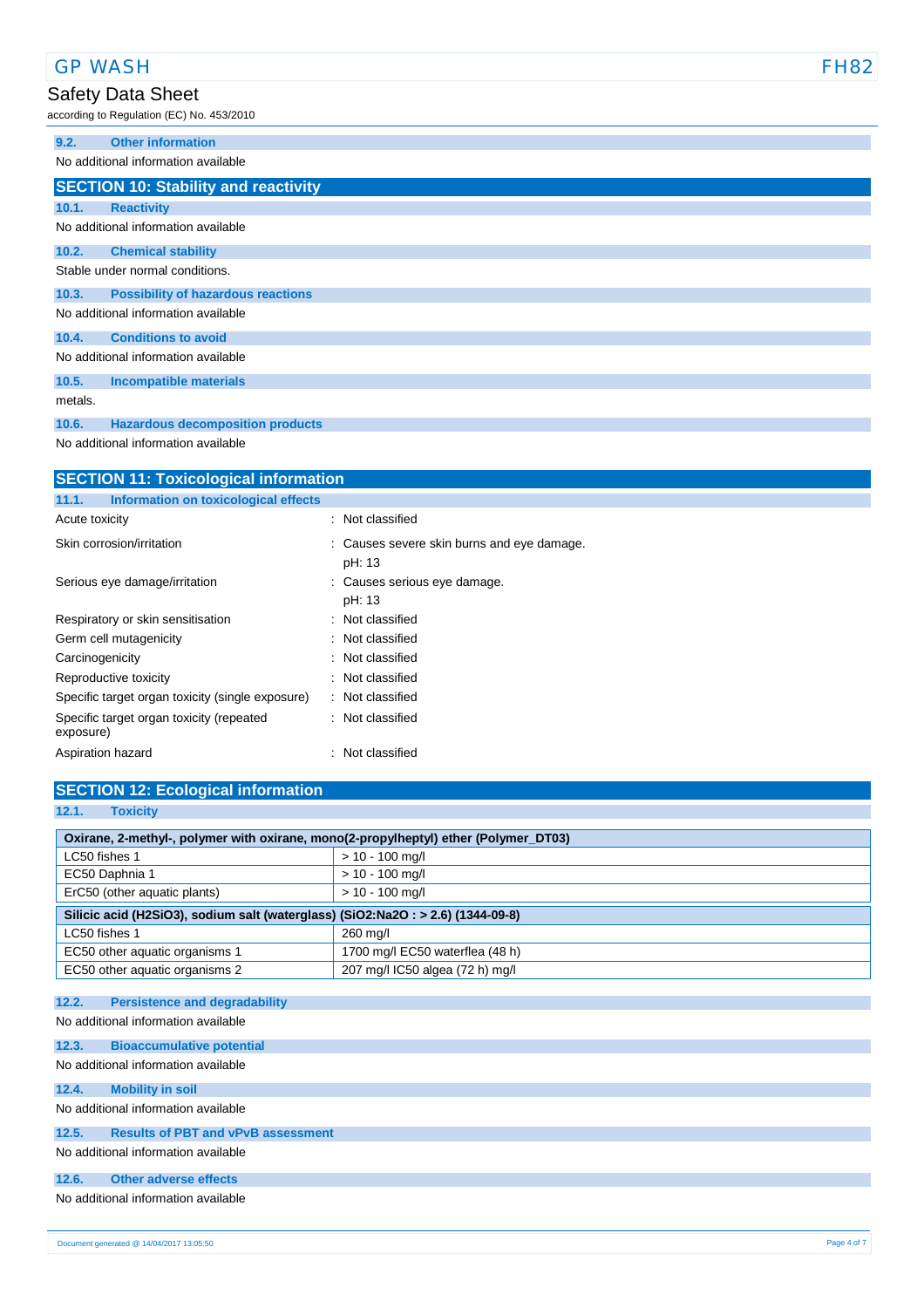### 9.2. Other information

No additional information available

## SECTION 10: Stability and reactivity

### 10.1. Reactivity

No additional information available

### 10.2. Chemical stability

Stable under normal conditions.

### 10.3. Possibility of hazardous reactions

No additional information available

### 10.4. Conditions to avoid

No additional information available

### 10.5. Incompatible materials

metals.

### 10.6. Hazardous decomposition products

No additional information available

## SECTION 11: Toxicological information

### 11.1. Information on toxicological effects

| | |
|---|---|
| Acute toxicity | : Not classified |
| Skin corrosion/irritation | : Causes severe skin burns and eye damage.<br>pH: 13 |
| Serious eye damage/irritation | : Causes serious eye damage.<br>pH: 13 |
| Respiratory or skin sensitisation | : Not classified |
| Germ cell mutagenicity | : Not classified |
| Carcinogenicity | : Not classified |
| Reproductive toxicity | : Not classified |
| Specific target organ toxicity (single exposure) | : Not classified |
| Specific target organ toxicity (repeated exposure) | : Not classified |
| Aspiration hazard | : Not classified |

## SECTION 12: Ecological information

### 12.1. Toxicity

| Oxirane, 2-methyl-, polymer with oxirane, mono(2-propylheptyl) ether (Polymer_DT03) | |
|---|---|
| LC50 fishes 1 | > 10 - 100 mg/l |
| EC50 Daphnia 1 | > 10 - 100 mg/l |
| ErC50 (other aquatic plants) | > 10 - 100 mg/l |
| **Silicic acid ($H_2SiO_3$), sodium salt (waterglass) ($SiO_2:Na_2O$ : > 2.6) (1344-09-8)** | |
| LC50 fishes 1 | 260 mg/l |
| EC50 other aquatic organisms 1 | 1700 mg/l EC50 waterflea (48 h) |
| EC50 other aquatic organisms 2 | 207 mg/l IC50 algea (72 h) mg/l |

### 12.2. Persistence and degradability

No additional information available

### 12.3. Bioaccumulative potential

No additional information available

### 12.4. Mobility in soil

No additional information available

### 12.5. Results of PBT and vPvB assessment

No additional information available

### 12.6. Other adverse effects

No additional information available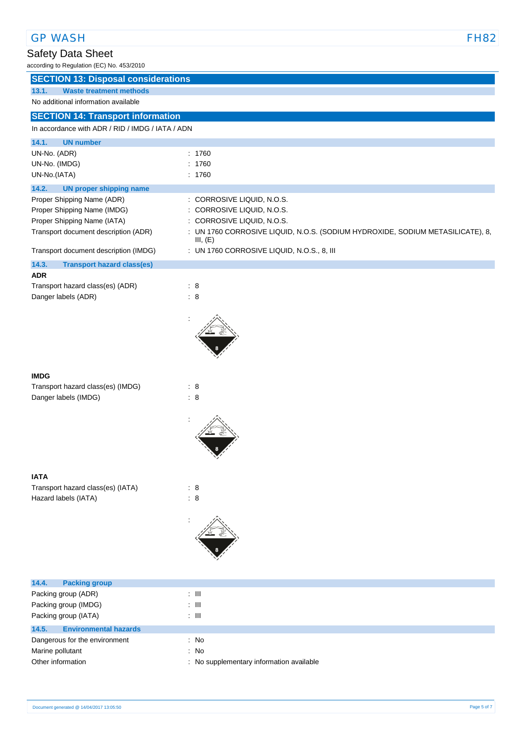## SECTION 13: Disposal considerations

### 13.1. Waste treatment methods

No additional information available

## SECTION 14: Transport information

In accordance with ADR / RID / IMDG / IATA / ADN

### 14.1. UN number

| | |
|---|---|
| UN-No. (ADR) | : 1760 |
| UN-No. (IMDG) | : 1760 |
| UN-No.(IATA) | : 1760 |

### 14.2. UN proper shipping name

| | |
|---|---|
| Proper Shipping Name (ADR) | : CORROSIVE LIQUID, N.O.S. |
| Proper Shipping Name (IMDG) | : CORROSIVE LIQUID, N.O.S. |
| Proper Shipping Name (IATA) | : CORROSIVE LIQUID, N.O.S. |
| Transport document description (ADR) | : UN 1760 CORROSIVE LIQUID, N.O.S. (SODIUM HYDROXIDE, SODIUM METASILICATE), 8, III, (E) |
| Transport document description (IMDG) | : UN 1760 CORROSIVE LIQUID, N.O.S., 8, III |

### 14.3. Transport hazard class(es)

**ADR**

| | |
|---|---|
| Transport hazard class(es) (ADR) | : 8 |
| Danger labels (ADR) | : 8 |

**IMDG**

| | |
|---|---|
| Transport hazard class(es) (IMDG) | : 8 |
| Danger labels (IMDG) | : 8 |

**IATA**

| | |
|---|---|
| Transport hazard class(es) (IATA) | : 8 |
| Hazard labels (IATA) | : 8 |

### 14.4. Packing group

| | |
|---|---|
| Packing group (ADR) | : III |
| Packing group (IMDG) | : III |
| Packing group (IATA) | : III |

### 14.5. Environmental hazards

| | |
|---|---|
| Dangerous for the environment | : No |
| Marine pollutant | : No |
| Other information | : No supplementary information available |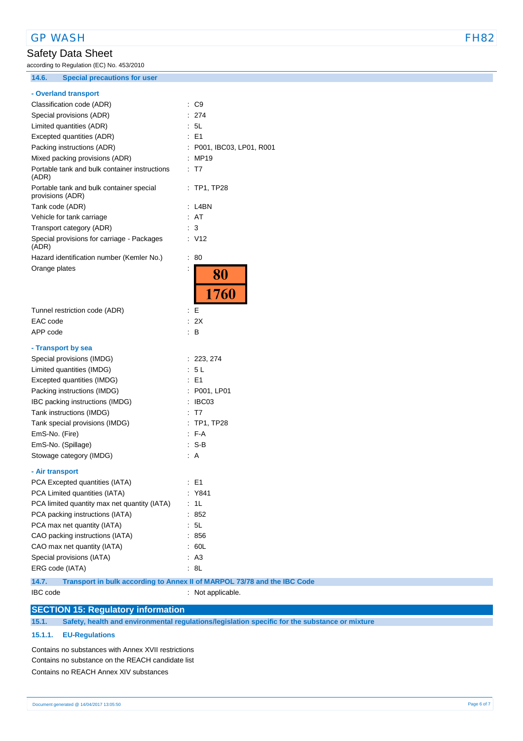### 14.6. Special precautions for user

**- Overland transport**

| | |
|---|---|
| Classification code (ADR) | : C9 |
| Special provisions (ADR) | : 274 |
| Limited quantities (ADR) | : 5L |
| Excepted quantities (ADR) | : E1 |
| Packing instructions (ADR) | : P001, IBC03, LP01, R001 |
| Mixed packing provisions (ADR) | : MP19 |
| Portable tank and bulk container instructions (ADR) | : T7 |
| Portable tank and bulk container special provisions (ADR) | : TP1, TP28 |
| Tank code (ADR) | : L4BN |
| Vehicle for tank carriage | : AT |
| Transport category (ADR) | : 3 |
| Special provisions for carriage - Packages (ADR) | : V12 |
| Hazard identification number (Kemler No.) | : 80 |
| Orange plates | : 80 / 1760 |
| Tunnel restriction code (ADR) | : E |
| EAC code | : 2X |
| APP code | : B |

**- Transport by sea**

| | |
|---|---|
| Special provisions (IMDG) | : 223, 274 |
| Limited quantities (IMDG) | : 5 L |
| Excepted quantities (IMDG) | : E1 |
| Packing instructions (IMDG) | : P001, LP01 |
| IBC packing instructions (IMDG) | : IBC03 |
| Tank instructions (IMDG) | : T7 |
| Tank special provisions (IMDG) | : TP1, TP28 |
| EmS-No. (Fire) | : F-A |
| EmS-No. (Spillage) | : S-B |
| Stowage category (IMDG) | : A |

**- Air transport**

| | |
|---|---|
| PCA Excepted quantities (IATA) | : E1 |
| PCA Limited quantities (IATA) | : Y841 |
| PCA limited quantity max net quantity (IATA) | : 1L |
| PCA packing instructions (IATA) | : 852 |
| PCA max net quantity (IATA) | : 5L |
| CAO packing instructions (IATA) | : 856 |
| CAO max net quantity (IATA) | : 60L |
| Special provisions (IATA) | : A3 |
| ERG code (IATA) | : 8L |

### 14.7. Transport in bulk according to Annex II of MARPOL 73/78 and the IBC Code

IBC code : Not applicable.

## SECTION 15: Regulatory information

### 15.1. Safety, health and environmental regulations/legislation specific for the substance or mixture

#### 15.1.1. EU-Regulations

Contains no substances with Annex XVII restrictions
Contains no substance on the REACH candidate list
Contains no REACH Annex XIV substances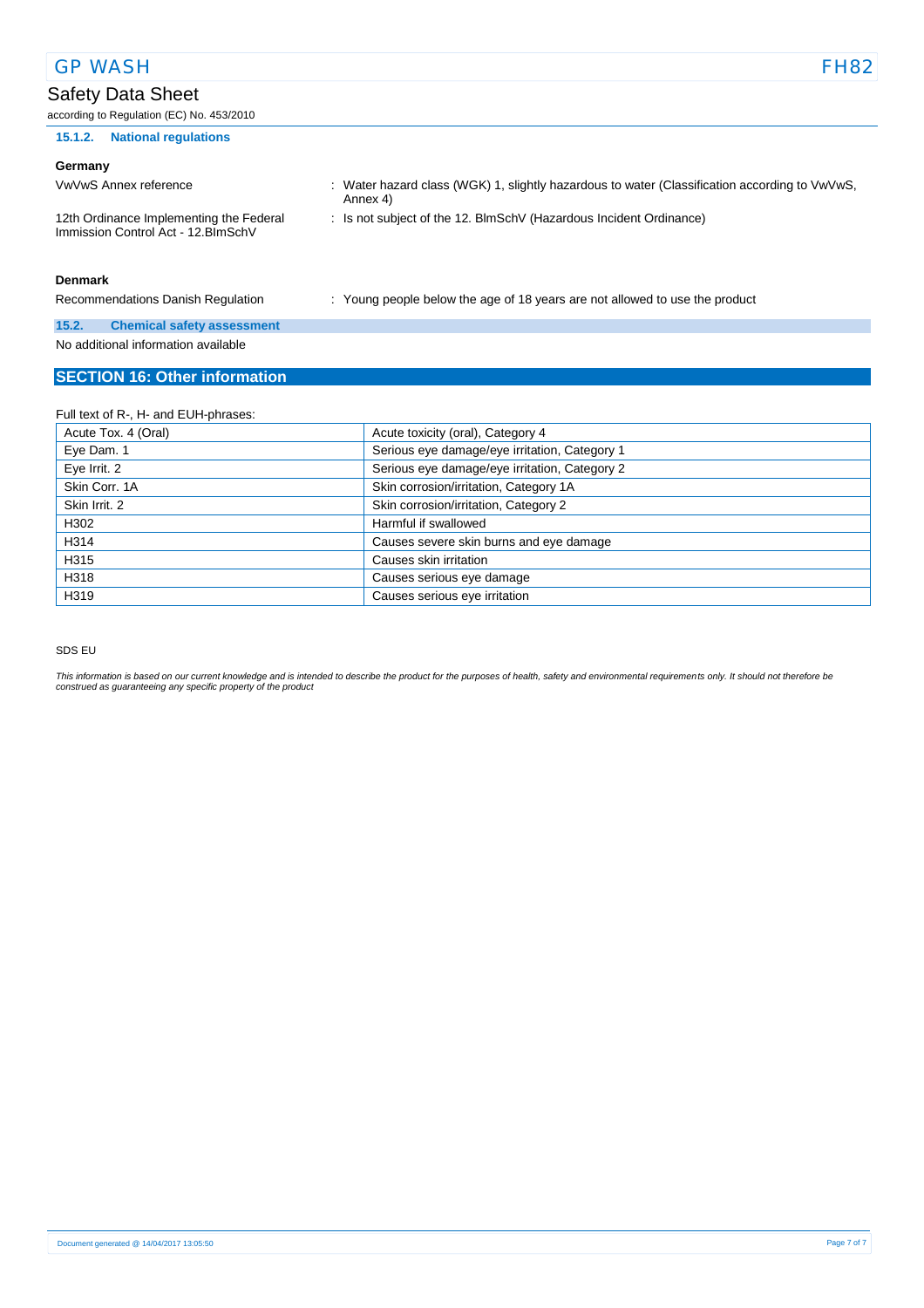#### 15.1.2. National regulations

**Germany**

VwVwS Annex reference : Water hazard class (WGK) 1, slightly hazardous to water (Classification according to VwVwS, Annex 4)

12th Ordinance Implementing the Federal Immission Control Act - 12.BImSchV : Is not subject of the 12. BlmSchV (Hazardous Incident Ordinance)

**Denmark**

Recommendations Danish Regulation : Young people below the age of 18 years are not allowed to use the product

### 15.2. Chemical safety assessment

No additional information available

## SECTION 16: Other information

Full text of R-, H- and EUH-phrases:

| | |
|---|---|
| Acute Tox. 4 (Oral) | Acute toxicity (oral), Category 4 |
| Eye Dam. 1 | Serious eye damage/eye irritation, Category 1 |
| Eye Irrit. 2 | Serious eye damage/eye irritation, Category 2 |
| Skin Corr. 1A | Skin corrosion/irritation, Category 1A |
| Skin Irrit. 2 | Skin corrosion/irritation, Category 2 |
| H302 | Harmful if swallowed |
| H314 | Causes severe skin burns and eye damage |
| H315 | Causes skin irritation |
| H318 | Causes serious eye damage |
| H319 | Causes serious eye irritation |

SDS EU

*This information is based on our current knowledge and is intended to describe the product for the purposes of health, safety and environmental requirements only. It should not therefore be construed as guaranteeing any specific property of the product*